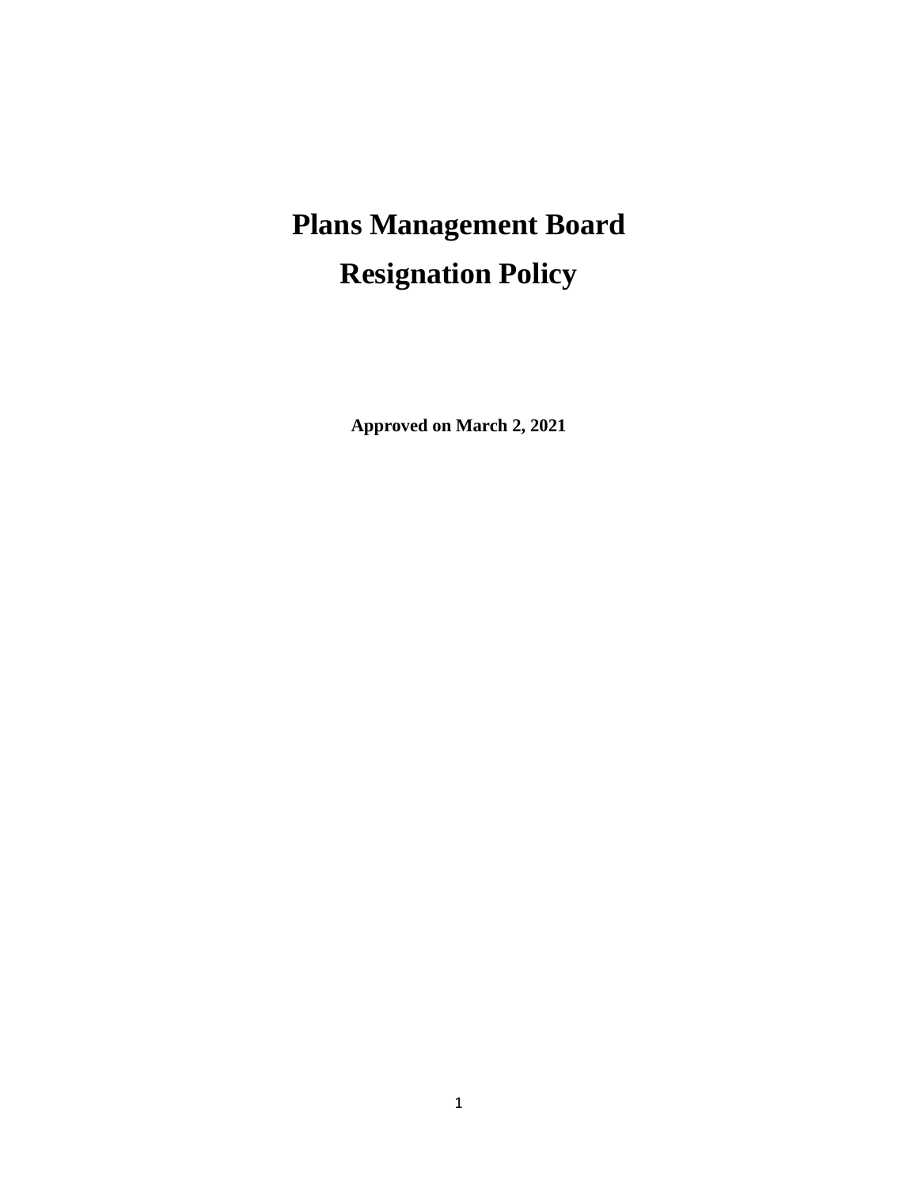# Plans Management Board

# Resignation Policy

**Approved on March 2, 2021**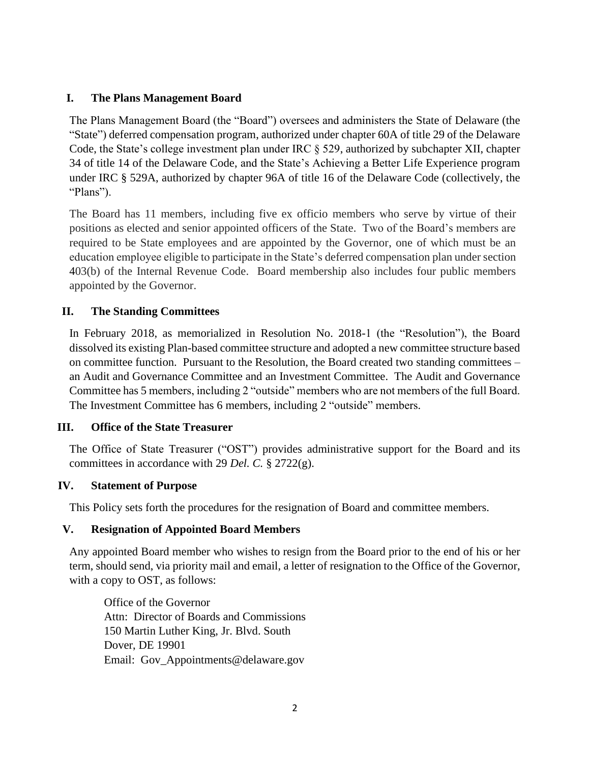## I. The Plans Management Board

The Plans Management Board (the "Board") oversees and administers the State of Delaware (the "State") deferred compensation program, authorized under chapter 60A of title 29 of the Delaware Code, the State's college investment plan under IRC § 529, authorized by subchapter XII, chapter 34 of title 14 of the Delaware Code, and the State's Achieving a Better Life Experience program under IRC § 529A, authorized by chapter 96A of title 16 of the Delaware Code (collectively, the "Plans").

The Board has 11 members, including five ex officio members who serve by virtue of their positions as elected and senior appointed officers of the State. Two of the Board's members are required to be State employees and are appointed by the Governor, one of which must be an education employee eligible to participate in the State's deferred compensation plan under section 403(b) of the Internal Revenue Code. Board membership also includes four public members appointed by the Governor.

## II. The Standing Committees

In February 2018, as memorialized in Resolution No. 2018-1 (the "Resolution"), the Board dissolved its existing Plan-based committee structure and adopted a new committee structure based on committee function. Pursuant to the Resolution, the Board created two standing committees – an Audit and Governance Committee and an Investment Committee. The Audit and Governance Committee has 5 members, including 2 "outside" members who are not members of the full Board. The Investment Committee has 6 members, including 2 "outside" members.

## III. Office of the State Treasurer

The Office of State Treasurer ("OST") provides administrative support for the Board and its committees in accordance with 29 *Del. C.* § 2722(g).

## IV. Statement of Purpose

This Policy sets forth the procedures for the resignation of Board and committee members.

## V. Resignation of Appointed Board Members

Any appointed Board member who wishes to resign from the Board prior to the end of his or her term, should send, via priority mail and email, a letter of resignation to the Office of the Governor, with a copy to OST, as follows:

Office of the Governor
Attn: Director of Boards and Commissions
150 Martin Luther King, Jr. Blvd. South
Dover, DE 19901
Email: Gov_Appointments@delaware.gov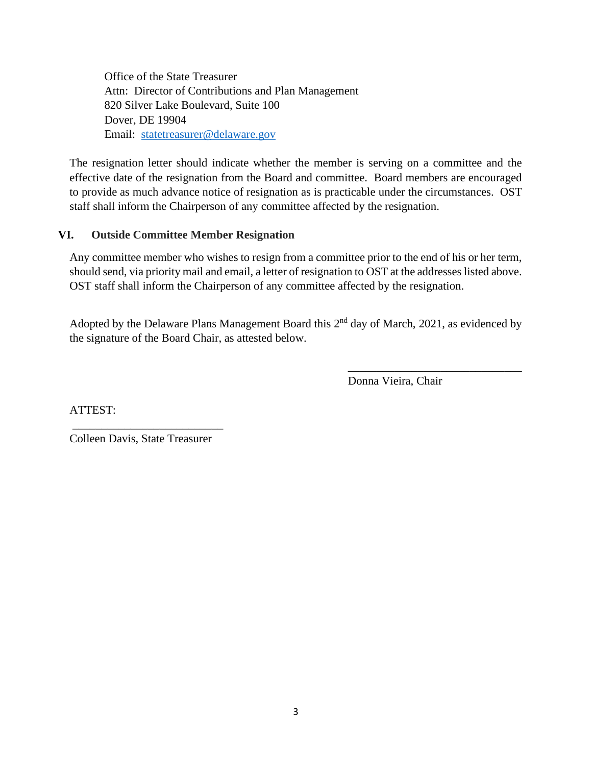Office of the State Treasurer
Attn: Director of Contributions and Plan Management
820 Silver Lake Boulevard, Suite 100
Dover, DE 19904
Email: statetreasurer@delaware.gov

The resignation letter should indicate whether the member is serving on a committee and the effective date of the resignation from the Board and committee. Board members are encouraged to provide as much advance notice of resignation as is practicable under the circumstances. OST staff shall inform the Chairperson of any committee affected by the resignation.

## VI. Outside Committee Member Resignation

Any committee member who wishes to resign from a committee prior to the end of his or her term, should send, via priority mail and email, a letter of resignation to OST at the addresses listed above. OST staff shall inform the Chairperson of any committee affected by the resignation.

Adopted by the Delaware Plans Management Board this 2nd day of March, 2021, as evidenced by the signature of the Board Chair, as attested below.

\_\_\_\_\_\_\_\_\_\_\_\_\_\_\_\_\_\_\_\_\_\_\_\_\_\_\_\_\_\_
Donna Vieira, Chair

ATTEST:

\_\_\_\_\_\_\_\_\_\_\_\_\_\_\_\_\_\_\_\_\_\_\_\_\_\_
Colleen Davis, State Treasurer